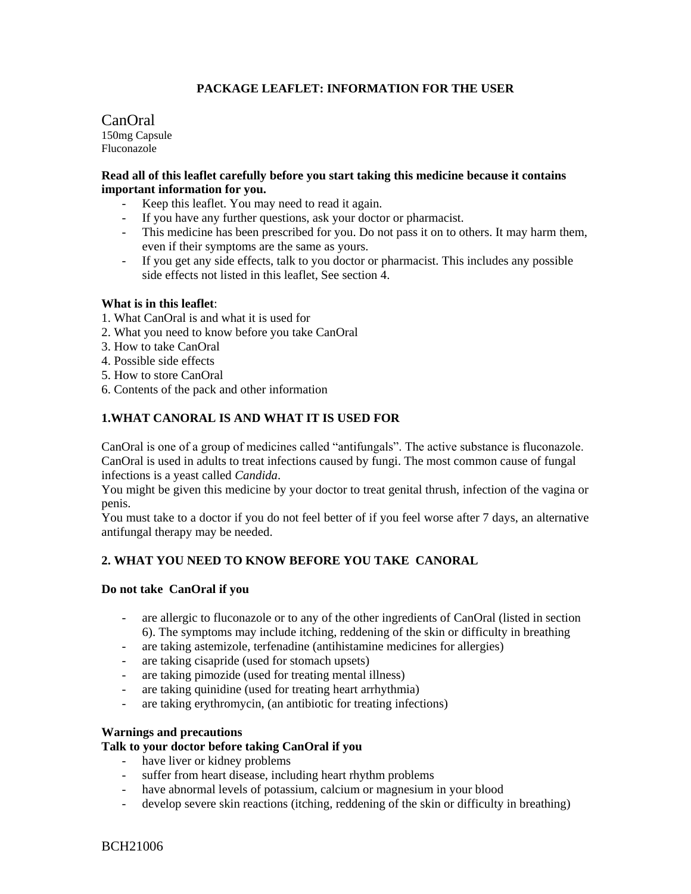**PACKAGE LEAFLET: INFORMATION FOR THE USER**

CanOral
150mg Capsule
Fluconazole

**Read all of this leaflet carefully before you start taking this medicine because it contains important information for you.**

- Keep this leaflet. You may need to read it again.
- If you have any further questions, ask your doctor or pharmacist.
- This medicine has been prescribed for you. Do not pass it on to others. It may harm them, even if their symptoms are the same as yours.
- If you get any side effects, talk to you doctor or pharmacist. This includes any possible side effects not listed in this leaflet, See section 4.

**What is in this leaflet**:

1. What CanOral is and what it is used for
2. What you need to know before you take CanOral
3. How to take CanOral
4. Possible side effects
5. How to store CanOral
6. Contents of the pack and other information

## 1.WHAT CANORAL IS AND WHAT IT IS USED FOR

CanOral is one of a group of medicines called "antifungals". The active substance is fluconazole. CanOral is used in adults to treat infections caused by fungi. The most common cause of fungal infections is a yeast called *Candida*.
You might be given this medicine by your doctor to treat genital thrush, infection of the vagina or penis.
You must take to a doctor if you do not feel better of if you feel worse after 7 days, an alternative antifungal therapy may be needed.

## 2. WHAT YOU NEED TO KNOW BEFORE YOU TAKE CANORAL

**Do not take CanOral if you**

- are allergic to fluconazole or to any of the other ingredients of CanOral (listed in section 6). The symptoms may include itching, reddening of the skin or difficulty in breathing
- are taking astemizole, terfenadine (antihistamine medicines for allergies)
- are taking cisapride (used for stomach upsets)
- are taking pimozide (used for treating mental illness)
- are taking quinidine (used for treating heart arrhythmia)
- are taking erythromycin, (an antibiotic for treating infections)

**Warnings and precautions**
**Talk to your doctor before taking CanOral if you**

- have liver or kidney problems
- suffer from heart disease, including heart rhythm problems
- have abnormal levels of potassium, calcium or magnesium in your blood
- develop severe skin reactions (itching, reddening of the skin or difficulty in breathing)

BCH21006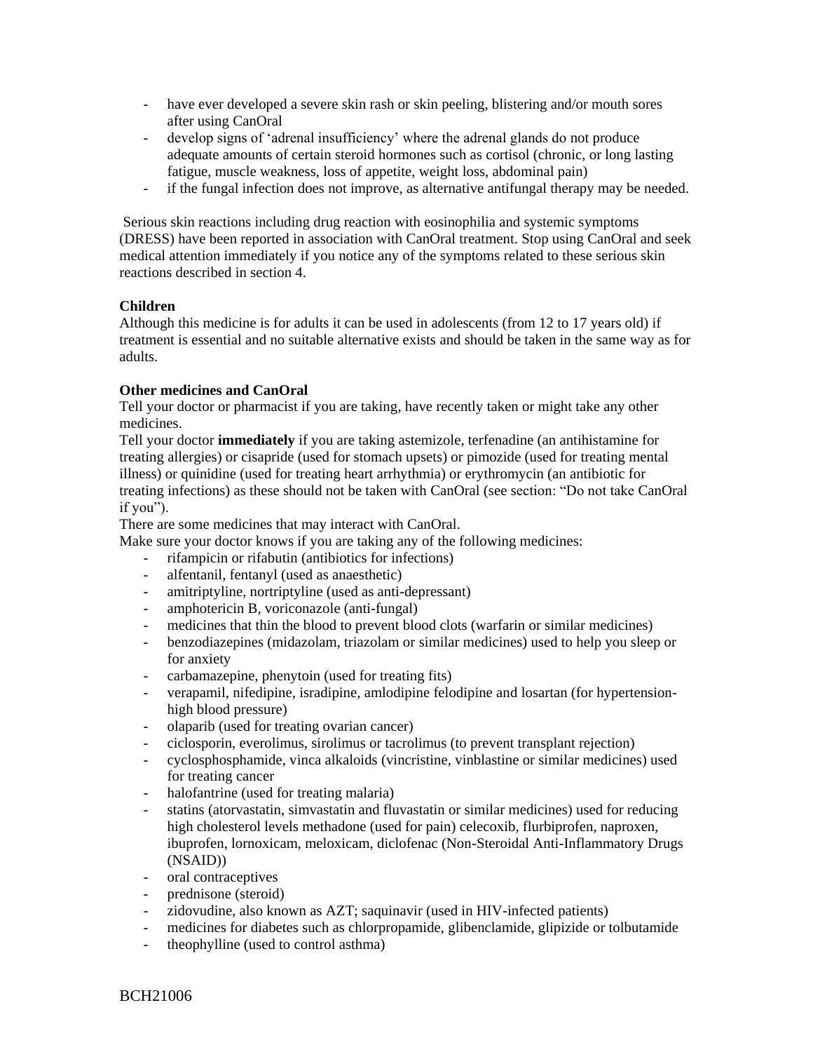- have ever developed a severe skin rash or skin peeling, blistering and/or mouth sores after using CanOral
- develop signs of 'adrenal insufficiency' where the adrenal glands do not produce adequate amounts of certain steroid hormones such as cortisol (chronic, or long lasting fatigue, muscle weakness, loss of appetite, weight loss, abdominal pain)
- if the fungal infection does not improve, as alternative antifungal therapy may be needed.

Serious skin reactions including drug reaction with eosinophilia and systemic symptoms (DRESS) have been reported in association with CanOral treatment. Stop using CanOral and seek medical attention immediately if you notice any of the symptoms related to these serious skin reactions described in section 4.

**Children**

Although this medicine is for adults it can be used in adolescents (from 12 to 17 years old) if treatment is essential and no suitable alternative exists and should be taken in the same way as for adults.

**Other medicines and CanOral**

Tell your doctor or pharmacist if you are taking, have recently taken or might take any other medicines.

Tell your doctor **immediately** if you are taking astemizole, terfenadine (an antihistamine for treating allergies) or cisapride (used for stomach upsets) or pimozide (used for treating mental illness) or quinidine (used for treating heart arrhythmia) or erythromycin (an antibiotic for treating infections) as these should not be taken with CanOral (see section: "Do not take CanOral if you").

There are some medicines that may interact with CanOral.

Make sure your doctor knows if you are taking any of the following medicines:

- rifampicin or rifabutin (antibiotics for infections)
- alfentanil, fentanyl (used as anaesthetic)
- amitriptyline, nortriptyline (used as anti-depressant)
- amphotericin B, voriconazole (anti-fungal)
- medicines that thin the blood to prevent blood clots (warfarin or similar medicines)
- benzodiazepines (midazolam, triazolam or similar medicines) used to help you sleep or for anxiety
- carbamazepine, phenytoin (used for treating fits)
- verapamil, nifedipine, isradipine, amlodipine felodipine and losartan (for hypertension-high blood pressure)
- olaparib (used for treating ovarian cancer)
- ciclosporin, everolimus, sirolimus or tacrolimus (to prevent transplant rejection)
- cyclosphosphamide, vinca alkaloids (vincristine, vinblastine or similar medicines) used for treating cancer
- halofantrine (used for treating malaria)
- statins (atorvastatin, simvastatin and fluvastatin or similar medicines) used for reducing high cholesterol levels methadone (used for pain) celecoxib, flurbiprofen, naproxen, ibuprofen, lornoxicam, meloxicam, diclofenac (Non-Steroidal Anti-Inflammatory Drugs (NSAID))
- oral contraceptives
- prednisone (steroid)
- zidovudine, also known as AZT; saquinavir (used in HIV-infected patients)
- medicines for diabetes such as chlorpropamide, glibenclamide, glipizide or tolbutamide
- theophylline (used to control asthma)

BCH21006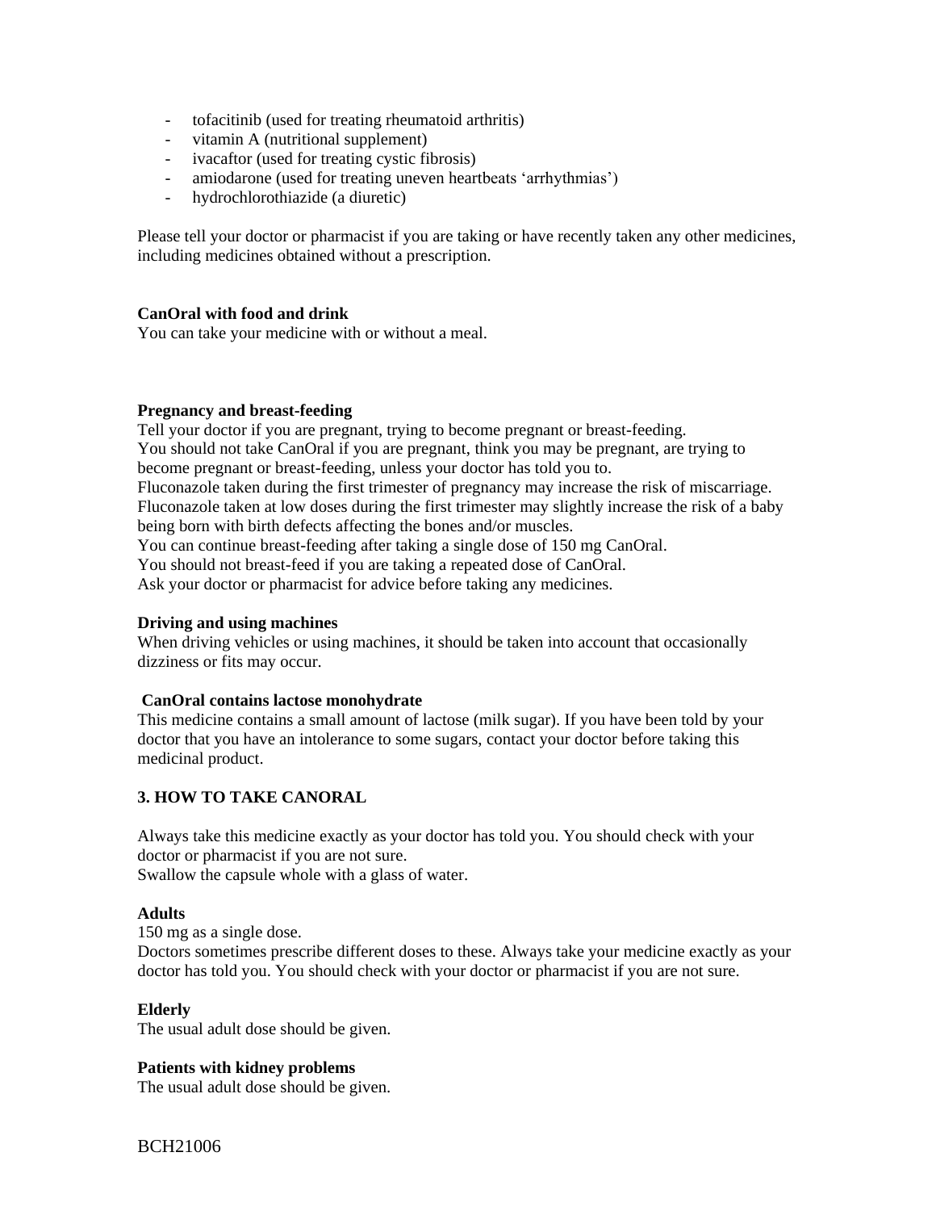- tofacitinib (used for treating rheumatoid arthritis)
- vitamin A (nutritional supplement)
- ivacaftor (used for treating cystic fibrosis)
- amiodarone (used for treating uneven heartbeats 'arrhythmias')
- hydrochlorothiazide (a diuretic)

Please tell your doctor or pharmacist if you are taking or have recently taken any other medicines, including medicines obtained without a prescription.

**CanOral with food and drink**
You can take your medicine with or without a meal.

**Pregnancy and breast-feeding**
Tell your doctor if you are pregnant, trying to become pregnant or breast-feeding.
You should not take CanOral if you are pregnant, think you may be pregnant, are trying to become pregnant or breast-feeding, unless your doctor has told you to.
Fluconazole taken during the first trimester of pregnancy may increase the risk of miscarriage.
Fluconazole taken at low doses during the first trimester may slightly increase the risk of a baby being born with birth defects affecting the bones and/or muscles.
You can continue breast-feeding after taking a single dose of 150 mg CanOral.
You should not breast-feed if you are taking a repeated dose of CanOral.
Ask your doctor or pharmacist for advice before taking any medicines.

**Driving and using machines**
When driving vehicles or using machines, it should be taken into account that occasionally dizziness or fits may occur.

**CanOral contains lactose monohydrate**
This medicine contains a small amount of lactose (milk sugar). If you have been told by your doctor that you have an intolerance to some sugars, contact your doctor before taking this medicinal product.

## 3. HOW TO TAKE CANORAL

Always take this medicine exactly as your doctor has told you. You should check with your doctor or pharmacist if you are not sure.
Swallow the capsule whole with a glass of water.

**Adults**
150 mg as a single dose.
Doctors sometimes prescribe different doses to these. Always take your medicine exactly as your doctor has told you. You should check with your doctor or pharmacist if you are not sure.

**Elderly**
The usual adult dose should be given.

**Patients with kidney problems**
The usual adult dose should be given.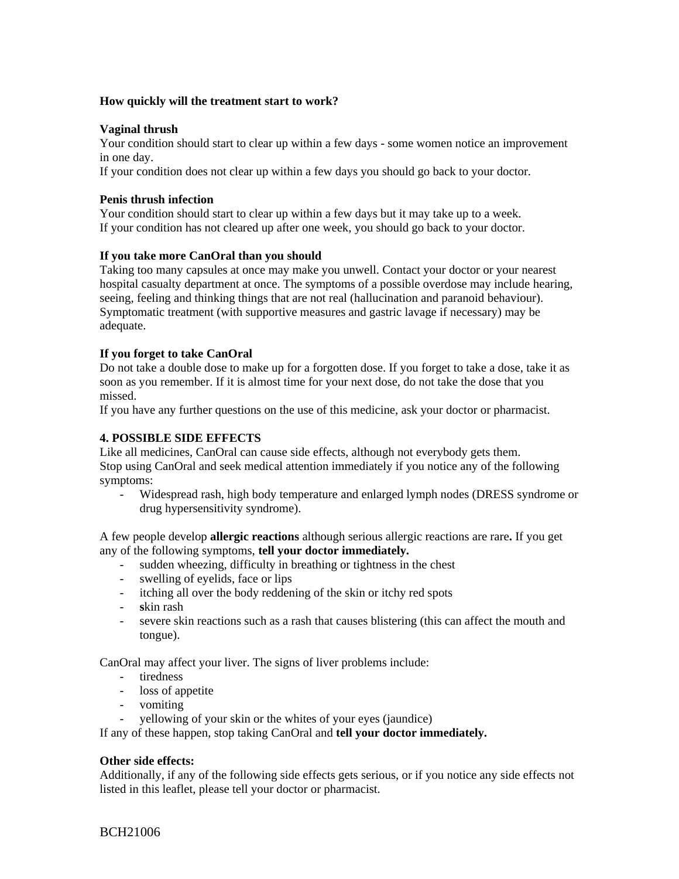**How quickly will the treatment start to work?**

**Vaginal thrush**

Your condition should start to clear up within a few days - some women notice an improvement in one day.

If your condition does not clear up within a few days you should go back to your doctor.

**Penis thrush infection**

Your condition should start to clear up within a few days but it may take up to a week.

If your condition has not cleared up after one week, you should go back to your doctor.

**If you take more CanOral than you should**

Taking too many capsules at once may make you unwell. Contact your doctor or your nearest hospital casualty department at once. The symptoms of a possible overdose may include hearing, seeing, feeling and thinking things that are not real (hallucination and paranoid behaviour). Symptomatic treatment (with supportive measures and gastric lavage if necessary) may be adequate.

**If you forget to take CanOral**

Do not take a double dose to make up for a forgotten dose. If you forget to take a dose, take it as soon as you remember. If it is almost time for your next dose, do not take the dose that you missed.

If you have any further questions on the use of this medicine, ask your doctor or pharmacist.

**4. POSSIBLE SIDE EFFECTS**

Like all medicines, CanOral can cause side effects, although not everybody gets them.

Stop using CanOral and seek medical attention immediately if you notice any of the following symptoms:

- Widespread rash, high body temperature and enlarged lymph nodes (DRESS syndrome or drug hypersensitivity syndrome).

A few people develop **allergic reactions** although serious allergic reactions are rare**.** If you get any of the following symptoms, **tell your doctor immediately.**

- sudden wheezing, difficulty in breathing or tightness in the chest
- swelling of eyelids, face or lips
- itching all over the body reddening of the skin or itchy red spots
- **s**kin rash
- severe skin reactions such as a rash that causes blistering (this can affect the mouth and tongue).

CanOral may affect your liver. The signs of liver problems include:

- tiredness
- loss of appetite
- vomiting
- yellowing of your skin or the whites of your eyes (jaundice)

If any of these happen, stop taking CanOral and **tell your doctor immediately.**

**Other side effects:**

Additionally, if any of the following side effects gets serious, or if you notice any side effects not listed in this leaflet, please tell your doctor or pharmacist.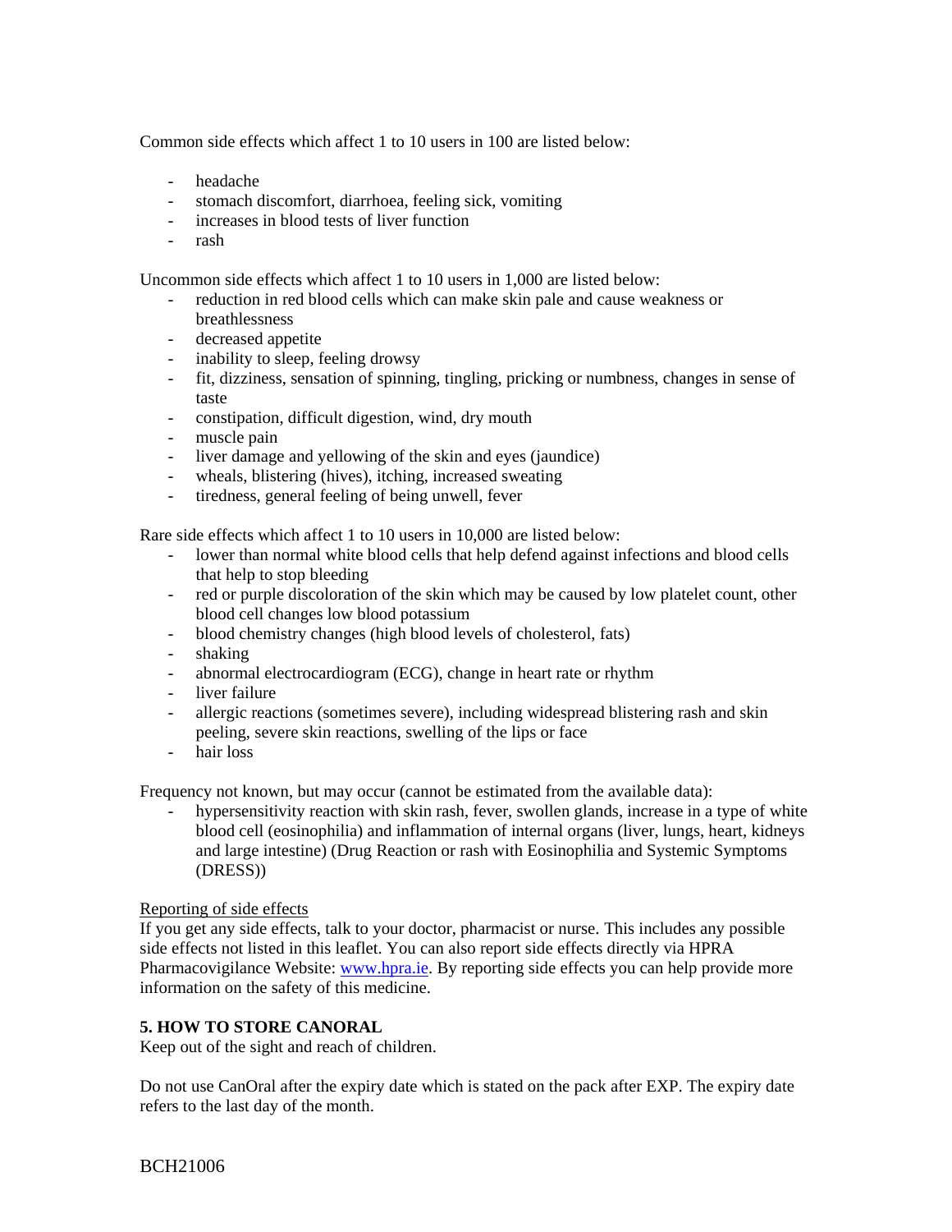Common side effects which affect 1 to 10 users in 100 are listed below:

- headache
- stomach discomfort, diarrhoea, feeling sick, vomiting
- increases in blood tests of liver function
- rash

Uncommon side effects which affect 1 to 10 users in 1,000 are listed below:

- reduction in red blood cells which can make skin pale and cause weakness or breathlessness
- decreased appetite
- inability to sleep, feeling drowsy
- fit, dizziness, sensation of spinning, tingling, pricking or numbness, changes in sense of taste
- constipation, difficult digestion, wind, dry mouth
- muscle pain
- liver damage and yellowing of the skin and eyes (jaundice)
- wheals, blistering (hives), itching, increased sweating
- tiredness, general feeling of being unwell, fever

Rare side effects which affect 1 to 10 users in 10,000 are listed below:

- lower than normal white blood cells that help defend against infections and blood cells that help to stop bleeding
- red or purple discoloration of the skin which may be caused by low platelet count, other blood cell changes low blood potassium
- blood chemistry changes (high blood levels of cholesterol, fats)
- shaking
- abnormal electrocardiogram (ECG), change in heart rate or rhythm
- liver failure
- allergic reactions (sometimes severe), including widespread blistering rash and skin peeling, severe skin reactions, swelling of the lips or face
- hair loss

Frequency not known, but may occur (cannot be estimated from the available data):

- hypersensitivity reaction with skin rash, fever, swollen glands, increase in a type of white blood cell (eosinophilia) and inflammation of internal organs (liver, lungs, heart, kidneys and large intestine) (Drug Reaction or rash with Eosinophilia and Systemic Symptoms (DRESS))

Reporting of side effects

If you get any side effects, talk to your doctor, pharmacist or nurse. This includes any possible side effects not listed in this leaflet. You can also report side effects directly via HPRA Pharmacovigilance Website: [www.hpra.ie](http://www.hpra.ie). By reporting side effects you can help provide more information on the safety of this medicine.

## 5. HOW TO STORE CANORAL

Keep out of the sight and reach of children.

Do not use CanOral after the expiry date which is stated on the pack after EXP. The expiry date refers to the last day of the month.

BCH21006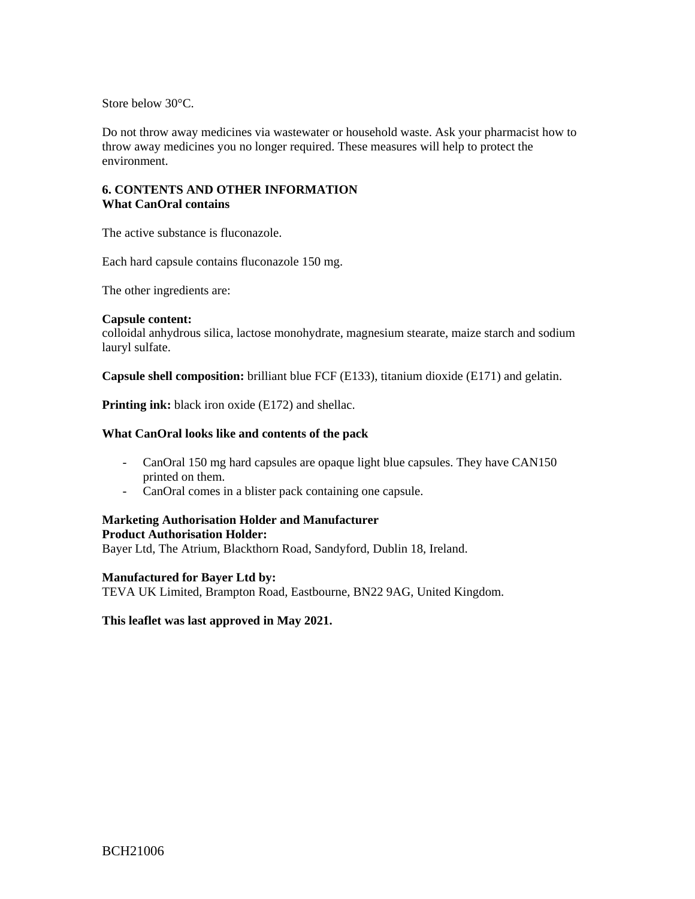Store below 30°C.

Do not throw away medicines via wastewater or household waste. Ask your pharmacist how to throw away medicines you no longer required. These measures will help to protect the environment.

## 6. CONTENTS AND OTHER INFORMATION

### What CanOral contains

The active substance is fluconazole.

Each hard capsule contains fluconazole 150 mg.

The other ingredients are:

**Capsule content:**
colloidal anhydrous silica, lactose monohydrate, magnesium stearate, maize starch and sodium lauryl sulfate.

**Capsule shell composition:** brilliant blue FCF (E133), titanium dioxide (E171) and gelatin.

**Printing ink:** black iron oxide (E172) and shellac.

### What CanOral looks like and contents of the pack

- CanOral 150 mg hard capsules are opaque light blue capsules. They have CAN150 printed on them.
- CanOral comes in a blister pack containing one capsule.

**Marketing Authorisation Holder and Manufacturer**
**Product Authorisation Holder:**
Bayer Ltd, The Atrium, Blackthorn Road, Sandyford, Dublin 18, Ireland.

**Manufactured for Bayer Ltd by:**
TEVA UK Limited, Brampton Road, Eastbourne, BN22 9AG, United Kingdom.

**This leaflet was last approved in May 2021.**

BCH21006